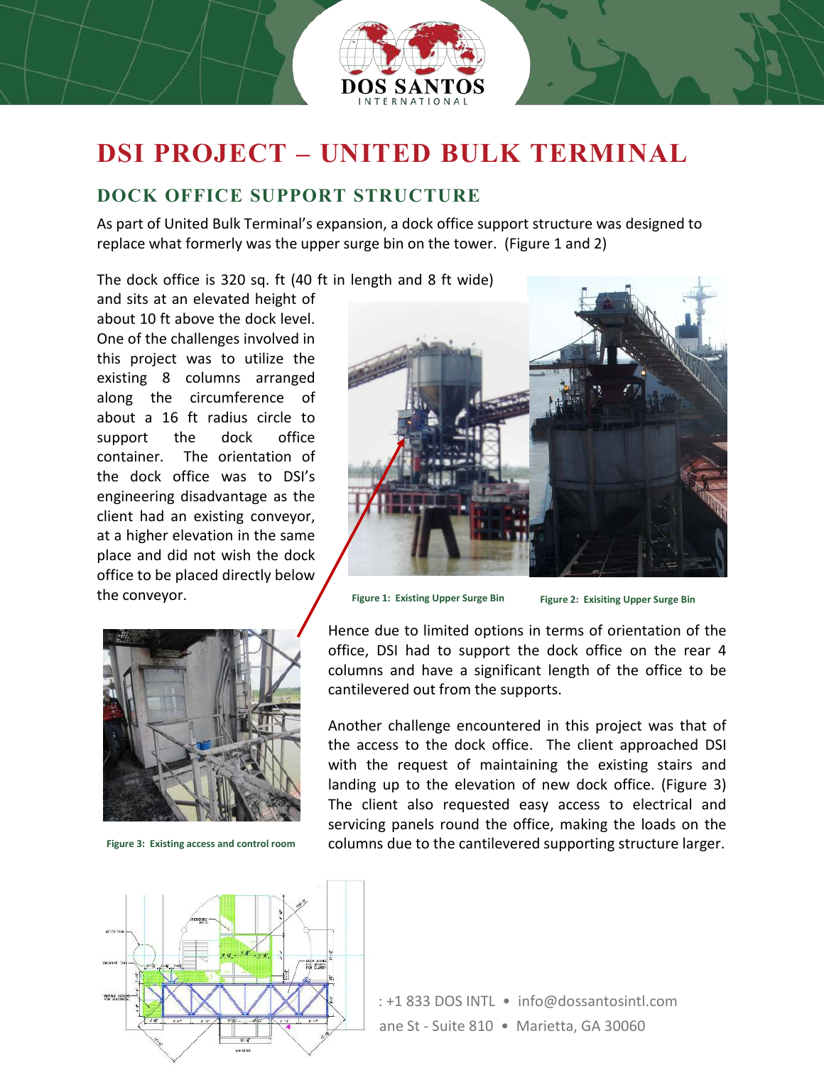# DSI PROJECT – UNITED BULK TERMINAL

## DOCK OFFICE SUPPORT STRUCTURE

As part of United Bulk Terminal's expansion, a dock office support structure was designed to replace what formerly was the upper surge bin on the tower. (Figure 1 and 2)

The dock office is 320 sq. ft (40 ft in length and 8 ft wide) and sits at an elevated height of about 10 ft above the dock level. One of the challenges involved in this project was to utilize the existing 8 columns arranged along the circumference of about a 16 ft radius circle to support the dock office container. The orientation of the dock office was to DSI's engineering disadvantage as the client had an existing conveyor, at a higher elevation in the same place and did not wish the dock office to be placed directly below the conveyor.

Figure 1: Existing Upper Surge Bin

Figure 2: Exisiting Upper Surge Bin

Hence due to limited options in terms of orientation of the office, DSI had to support the dock office on the rear 4 columns and have a significant length of the office to be cantilevered out from the supports.

Another challenge encountered in this project was that of the access to the dock office. The client approached DSI with the request of maintaining the existing stairs and landing up to the elevation of new dock office. (Figure 3) The client also requested easy access to electrical and servicing panels round the office, making the loads on the columns due to the cantilevered supporting structure larger.

Figure 3: Existing access and control room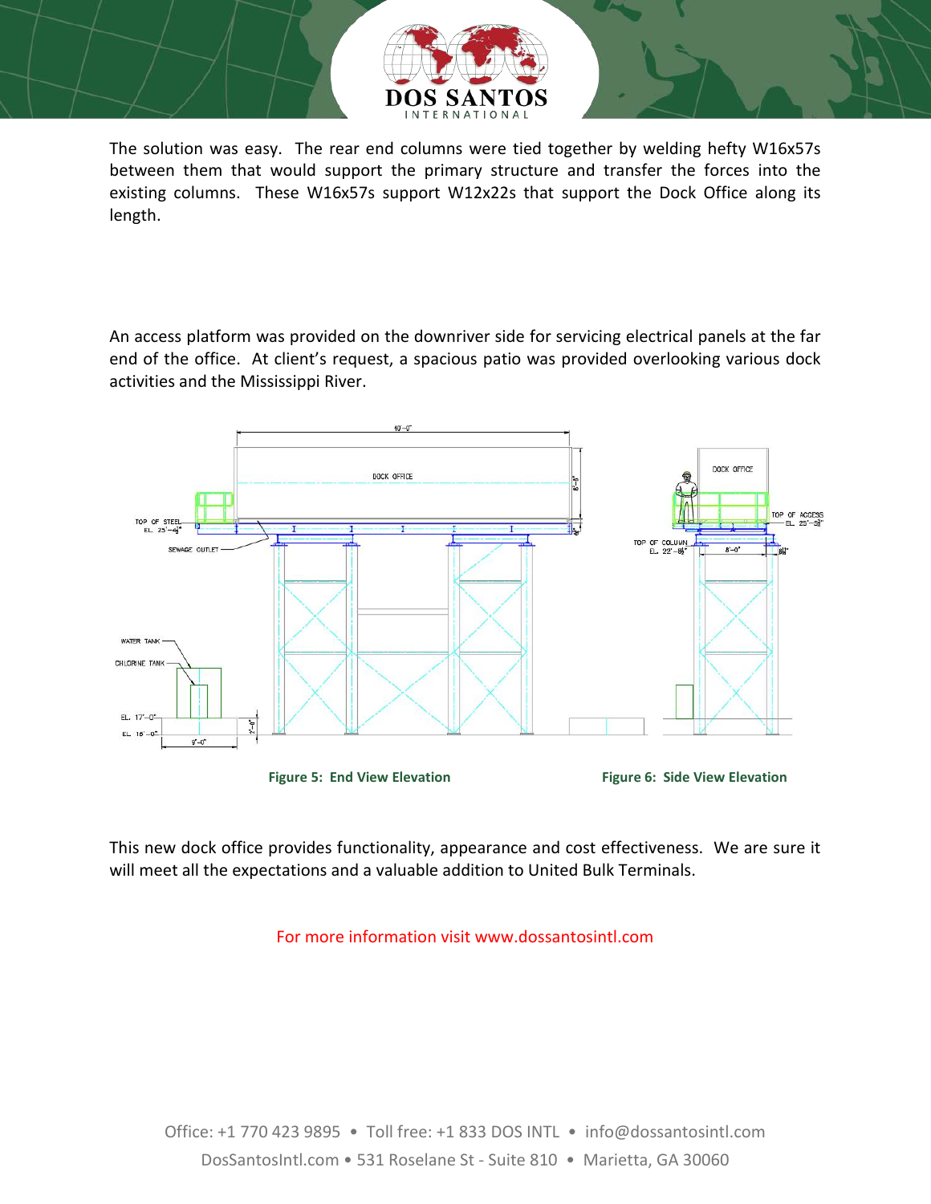The solution was easy. The rear end columns were tied together by welding hefty W16x57s between them that would support the primary structure and transfer the forces into the existing columns. These W16x57s support W12x22s that support the Dock Office along its length.

An access platform was provided on the downriver side for servicing electrical panels at the far end of the office. At client's request, a spacious patio was provided overlooking various dock activities and the Mississippi River.

DOCK OFFICE

TOP OF STEEL
EL. 25'-4½"

SEWAGE OUTLET

WATER TANK

CHLORINE TANK

EL. 17'-0"

EL. 15'-0"

9'-0"

DOCK OFFICE

TOP OF ACCESS
EL. 25'-5¾"

TOP OF COLUMN
EL. 22'-8¾"

8'-0"

**Figure 5: End View Elevation**

**Figure 6: Side View Elevation**

This new dock office provides functionality, appearance and cost effectiveness. We are sure it will meet all the expectations and a valuable addition to United Bulk Terminals.

For more information visit www.dossantosintl.com

Office: +1 770 423 9895 • Toll free: +1 833 DOS INTL • info@dossantosintl.com
DosSantosIntl.com • 531 Roselane St - Suite 810 • Marietta, GA 30060